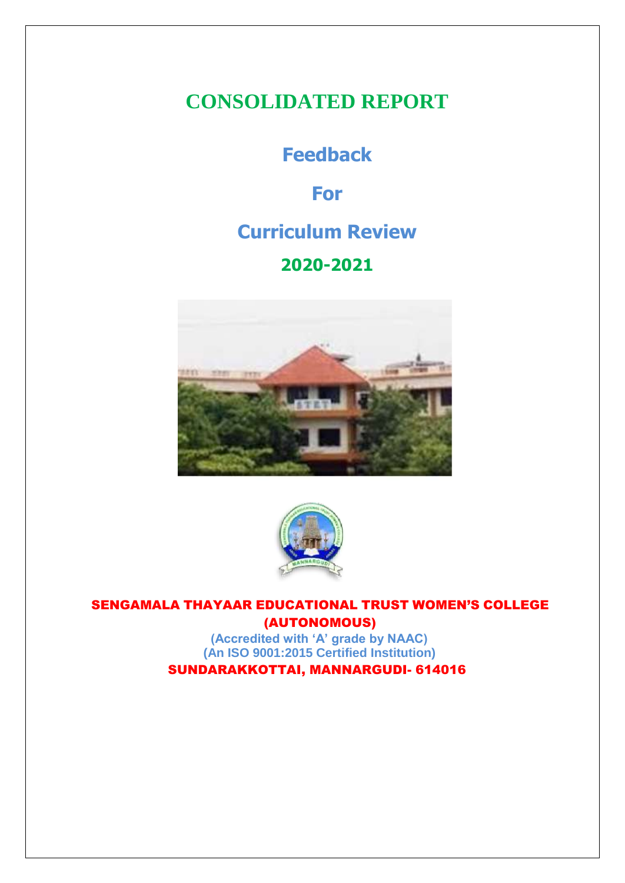# CONSOLIDATED REPORT

## Feedback

## For

## Curriculum Review

## 2020-2021

**SENGAMALA THAYAAR EDUCATIONAL TRUST WOMEN'S COLLEGE (AUTONOMOUS)**

**(Accredited with 'A' grade by NAAC)**

**(An ISO 9001:2015 Certified Institution)**

**SUNDARAKKOTTAI, MANNARGUDI- 614016**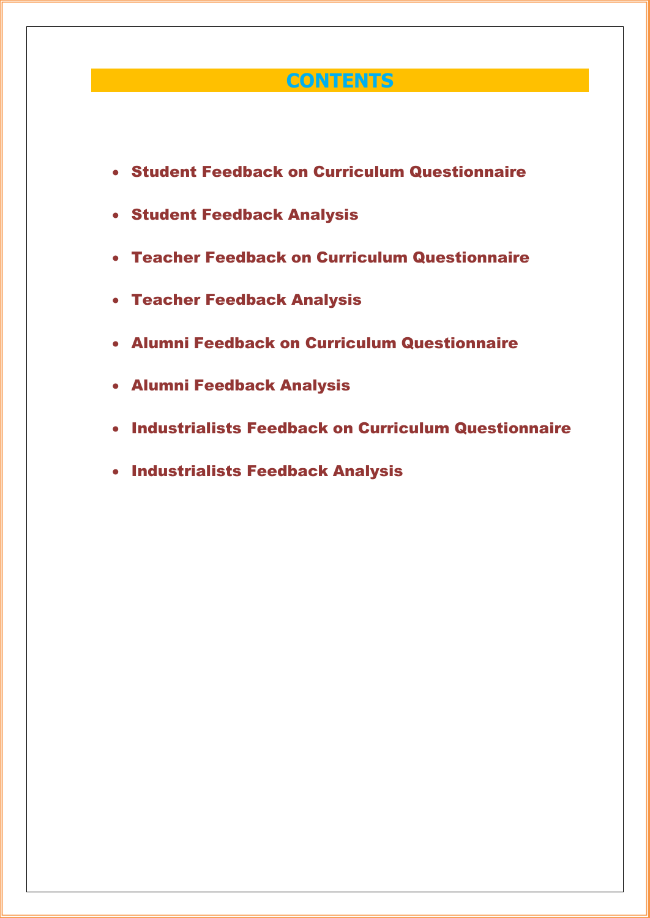# CONTENTS

- **Student Feedback on Curriculum Questionnaire**
- **Student Feedback Analysis**
- **Teacher Feedback on Curriculum Questionnaire**
- **Teacher Feedback Analysis**
- **Alumni Feedback on Curriculum Questionnaire**
- **Alumni Feedback Analysis**
- **Industrialists Feedback on Curriculum Questionnaire**
- **Industrialists Feedback Analysis**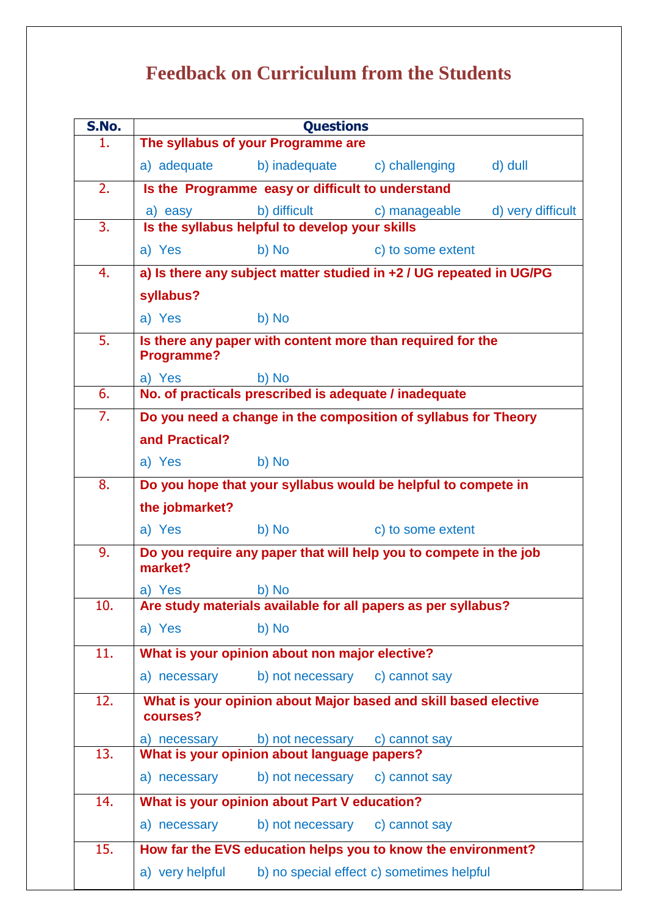# Feedback on Curriculum from the Students

| S.No. | Questions |
|---|---|
| 1. | **The syllabus of your Programme are**<br>a) adequate b) inadequate c) challenging d) dull |
| 2. | **Is the Programme easy or difficult to understand**<br>a) easy b) difficult c) manageable d) very difficult |
| 3. | **Is the syllabus helpful to develop your skills**<br>a) Yes b) No c) to some extent |
| 4. | **a) Is there any subject matter studied in +2 / UG repeated in UG/PG syllabus?**<br>a) Yes b) No |
| 5. | **Is there any paper with content more than required for the Programme?**<br>a) Yes b) No |
| 6. | **No. of practicals prescribed is adequate / inadequate** |
| 7. | **Do you need a change in the composition of syllabus for Theory and Practical?**<br>a) Yes b) No |
| 8. | **Do you hope that your syllabus would be helpful to compete in the jobmarket?**<br>a) Yes b) No c) to some extent |
| 9. | **Do you require any paper that will help you to compete in the job market?**<br>a) Yes b) No |
| 10. | **Are study materials available for all papers as per syllabus?**<br>a) Yes b) No |
| 11. | **What is your opinion about non major elective?**<br>a) necessary b) not necessary c) cannot say |
| 12. | **What is your opinion about Major based and skill based elective courses?**<br>a) necessary b) not necessary c) cannot say |
| 13. | **What is your opinion about language papers?**<br>a) necessary b) not necessary c) cannot say |
| 14. | **What is your opinion about Part V education?**<br>a) necessary b) not necessary c) cannot say |
| 15. | **How far the EVS education helps you to know the environment?**<br>a) very helpful b) no special effect c) sometimes helpful |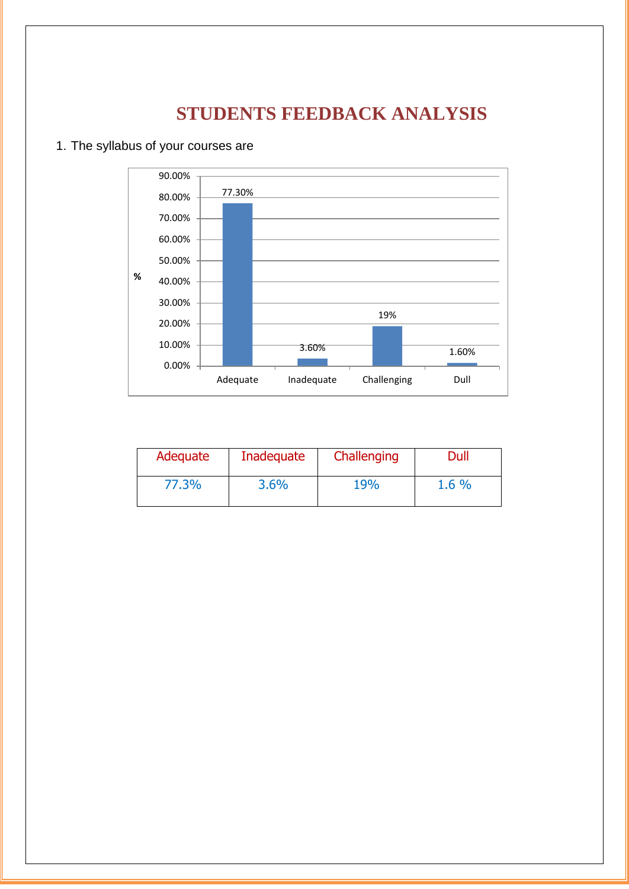# STUDENTS FEEDBACK ANALYSIS

1. The syllabus of your courses are

| Adequate | Inadequate | Challenging | Dull |
|---|---|---|---|
| 77.3% | 3.6% | 19% | 1.6 % |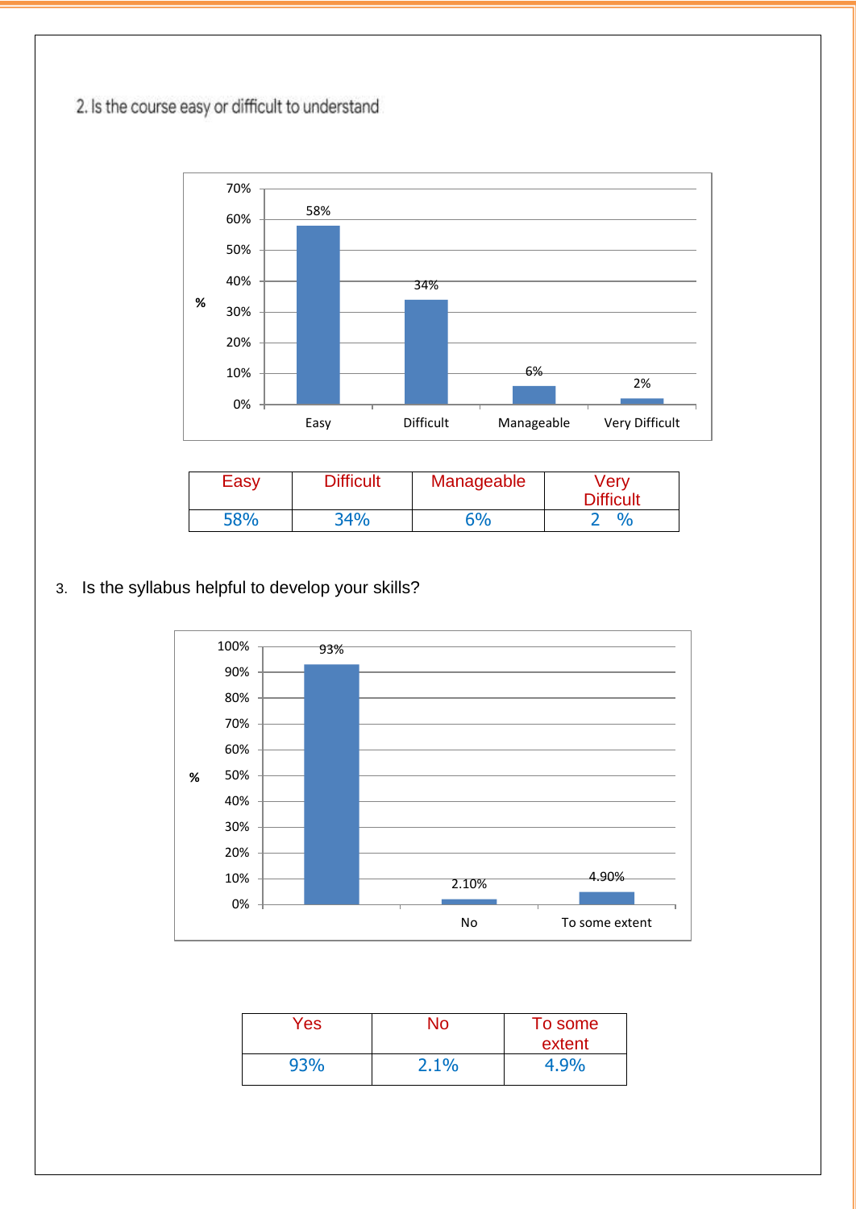2. Is the course easy or difficult to understand

| Easy | Difficult | Manageable | Very Difficult |
| --- | --- | --- | --- |
| 58% | 34% | 6% | 2 % |

3. Is the syllabus helpful to develop your skills?

| Yes | No | To some extent |
| --- | --- | --- |
| 93% | 2.1% | 4.9% |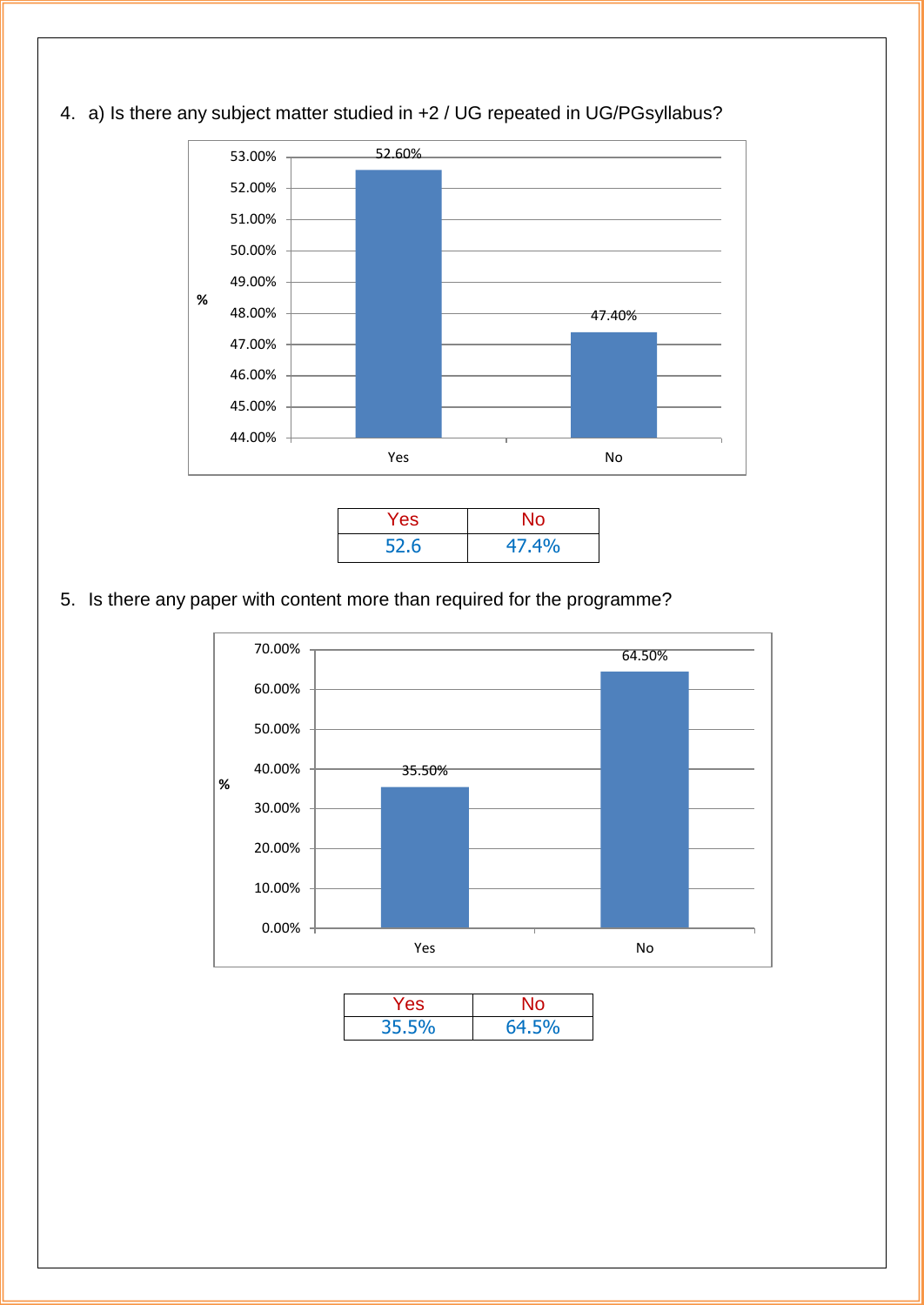4. a) Is there any subject matter studied in +2 / UG repeated in UG/PGsyllabus?

| Yes | No |
|---|---|
| 52.6 | 47.4% |

5. Is there any paper with content more than required for the programme?

| Yes | No |
|---|---|
| 35.5% | 64.5% |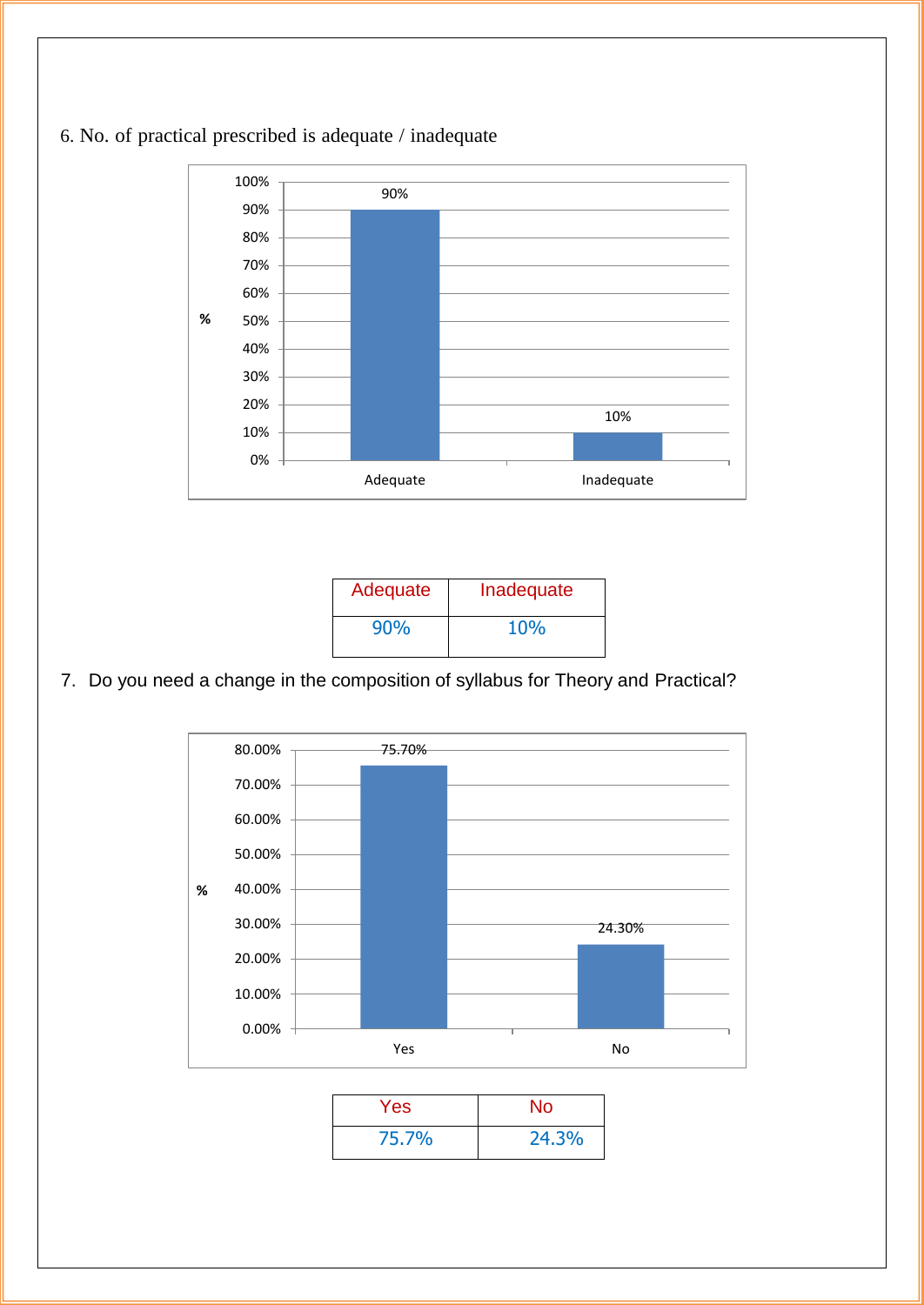6. No. of practical prescribed is adequate / inadequate

| Adequate | Inadequate |
| --- | --- |
| 90% | 10% |

7. Do you need a change in the composition of syllabus for Theory and Practical?

| Yes | No |
| --- | --- |
| 75.7% | 24.3% |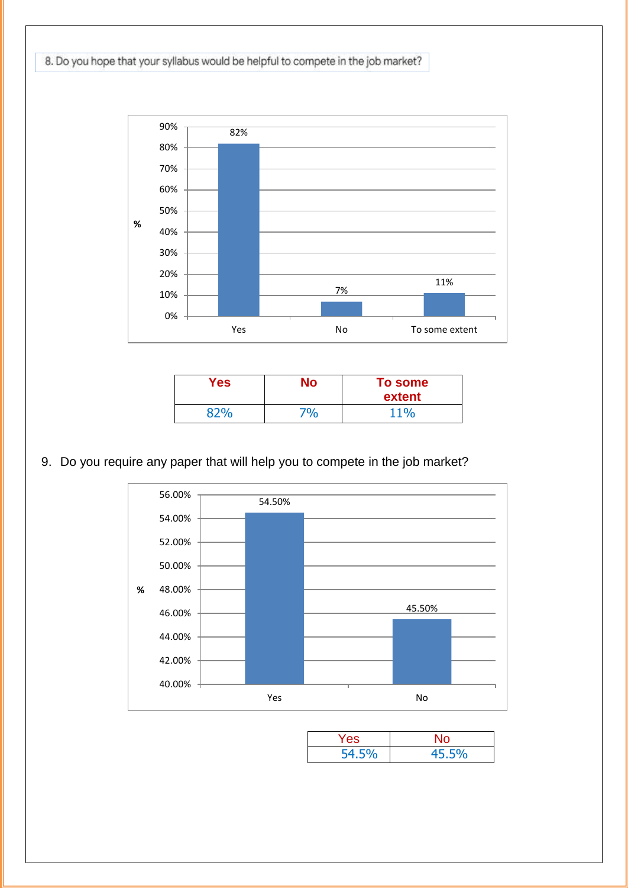8. Do you hope that your syllabus would be helpful to compete in the job market?

| Yes | No | To some extent |
|---|---|---|
| 82% | 7% | 11% |

9. Do you require any paper that will help you to compete in the job market?

| Yes | No |
|---|---|
| 54.5% | 45.5% |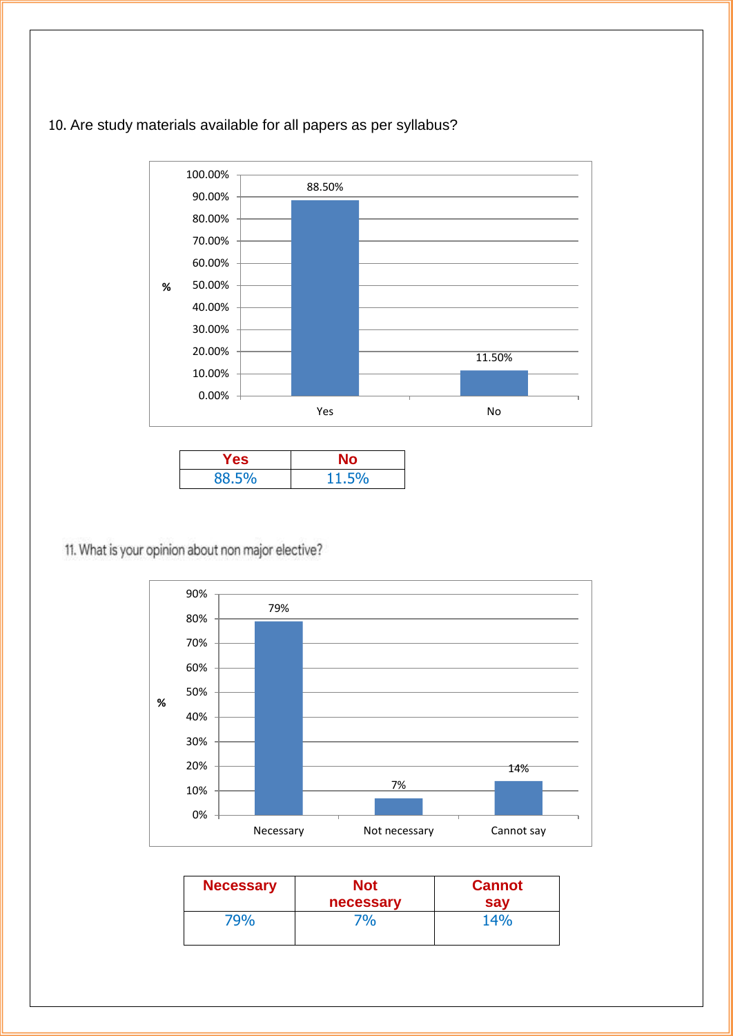10. Are study materials available for all papers as per syllabus?

| Yes | No |
| --- | --- |
| 88.5% | 11.5% |

11. What is your opinion about non major elective?

| Necessary | Not necessary | Cannot say |
| --- | --- | --- |
| 79% | 7% | 14% |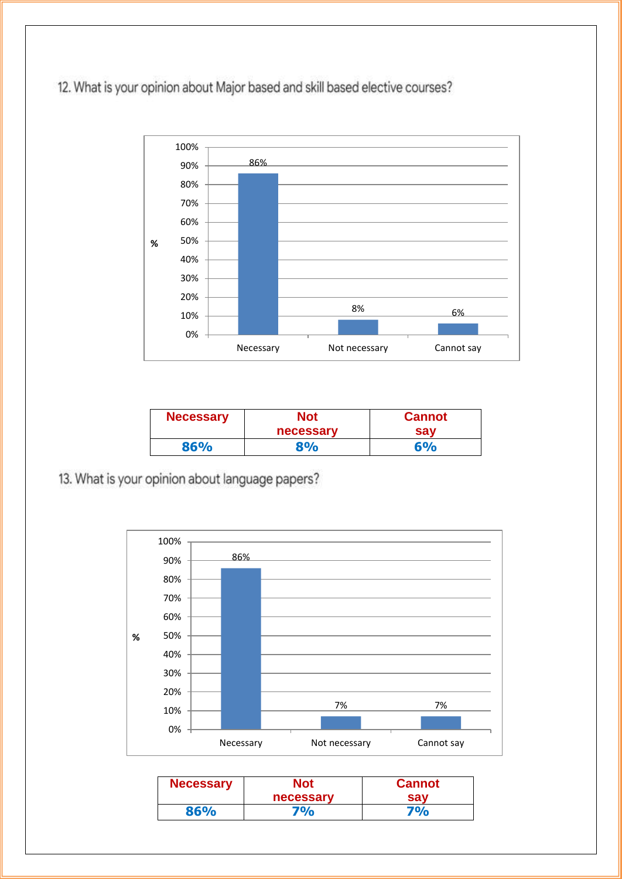12. What is your opinion about Major based and skill based elective courses?

| Necessary | Not necessary | Cannot say |
|---|---|---|
| 86% | 8% | 6% |

13. What is your opinion about language papers?

| Necessary | Not necessary | Cannot say |
|---|---|---|
| 86% | 7% | 7% |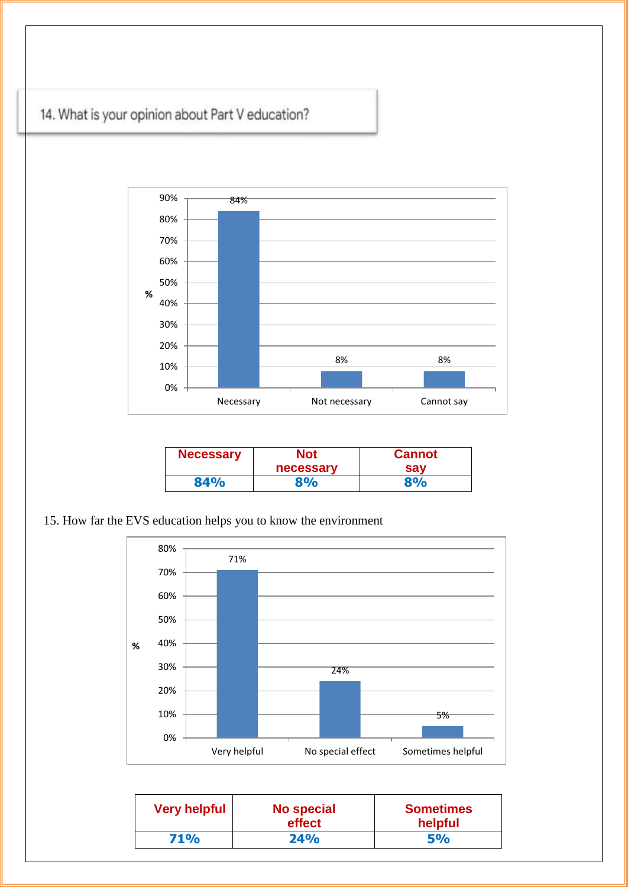14. What is your opinion about Part V education?

| Necessary | Not necessary | Cannot say |
|---|---|---|
| 84% | 8% | 8% |

15. How far the EVS education helps you to know the environment

| Very helpful | No special effect | Sometimes helpful |
|---|---|---|
| 71% | 24% | 5% |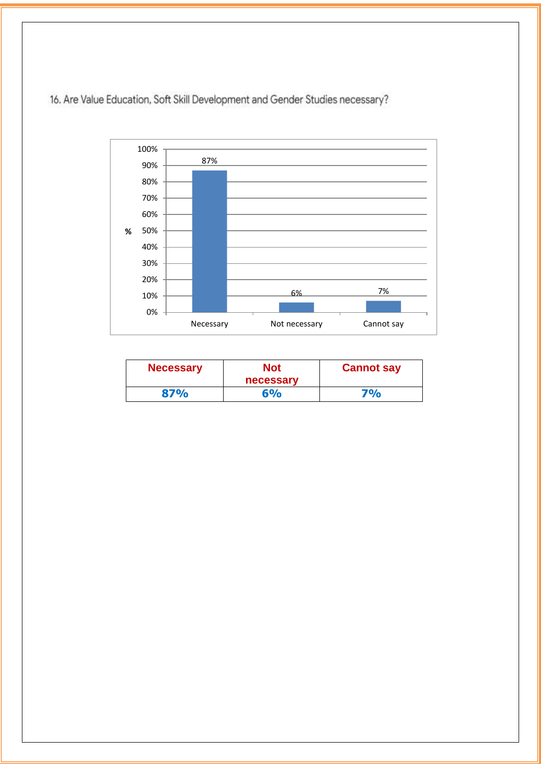16. Are Value Education, Soft Skill Development and Gender Studies necessary?

| Necessary | Not necessary | Cannot say |
|---|---|---|
| 87% | 6% | 7% |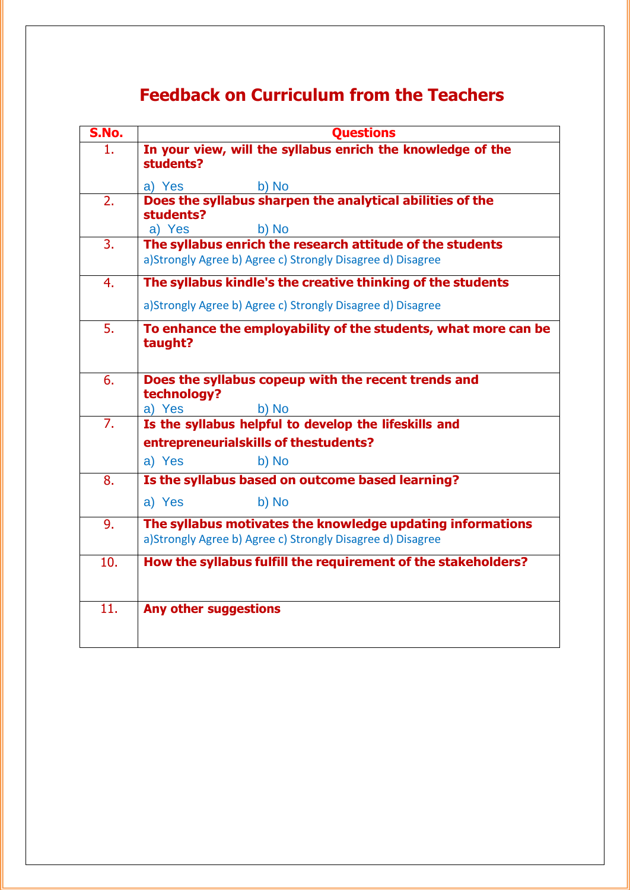# Feedback on Curriculum from the Teachers

| S.No. | Questions |
|---|---|
| 1. | **In your view, will the syllabus enrich the knowledge of the students?** <br> a) Yes b) No |
| 2. | **Does the syllabus sharpen the analytical abilities of the students?** <br> a) Yes b) No |
| 3. | **The syllabus enrich the research attitude of the students** <br> a)Strongly Agree b) Agree c) Strongly Disagree d) Disagree |
| 4. | **The syllabus kindle's the creative thinking of the students** <br> a)Strongly Agree b) Agree c) Strongly Disagree d) Disagree |
| 5. | **To enhance the employability of the students, what more can be taught?** |
| 6. | **Does the syllabus copeup with the recent trends and technology?** <br> a) Yes b) No |
| 7. | **Is the syllabus helpful to develop the lifeskills and entrepreneurialskills of thestudents?** <br> a) Yes b) No |
| 8. | **Is the syllabus based on outcome based learning?** <br> a) Yes b) No |
| 9. | **The syllabus motivates the knowledge updating informations** <br> a)Strongly Agree b) Agree c) Strongly Disagree d) Disagree |
| 10. | **How the syllabus fulfill the requirement of the stakeholders?** |
| 11. | **Any other suggestions** |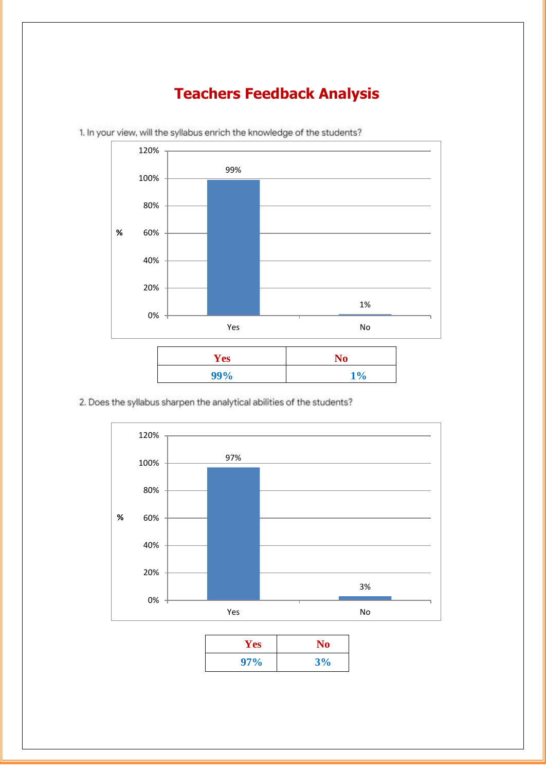# Teachers Feedback Analysis

1. In your view, will the syllabus enrich the knowledge of the students?

| Yes | No |
|---|---|
| 99% | 1% |

2. Does the syllabus sharpen the analytical abilities of the students?

| Yes | No |
|---|---|
| 97% | 3% |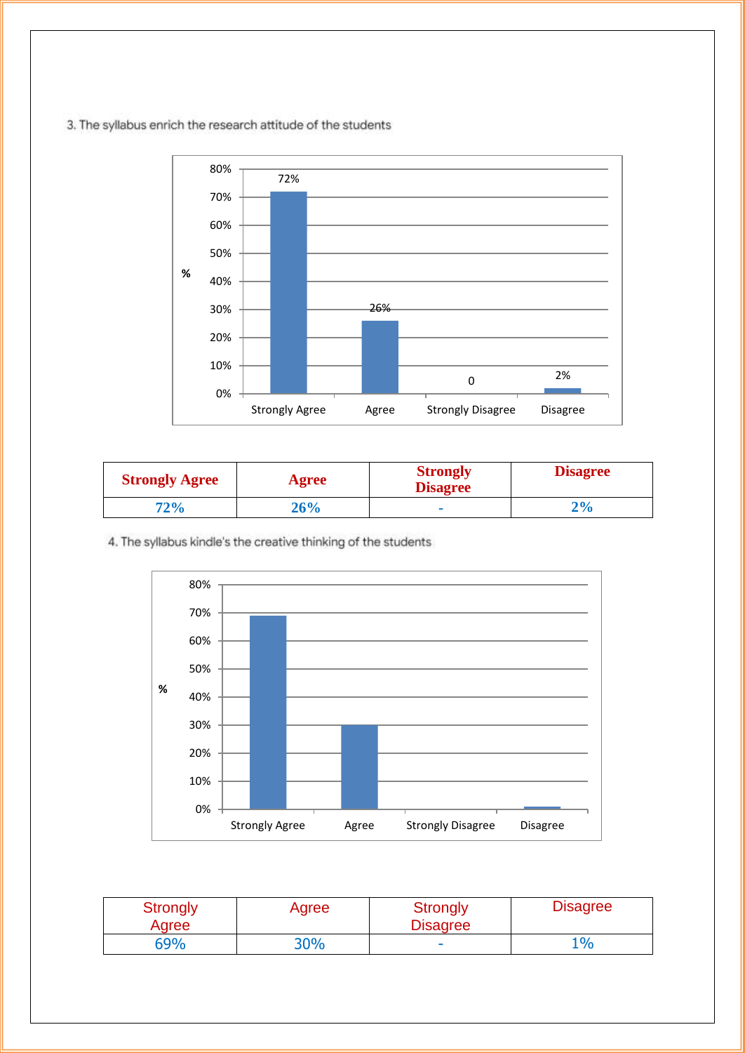3. The syllabus enrich the research attitude of the students

| Strongly Agree | Agree | Strongly Disagree | Disagree |
|---|---|---|---|
| 72% | 26% | - | 2% |

4. The syllabus kindle's the creative thinking of the students

| Strongly Agree | Agree | Strongly Disagree | Disagree |
|---|---|---|---|
| 69% | 30% | - | 1% |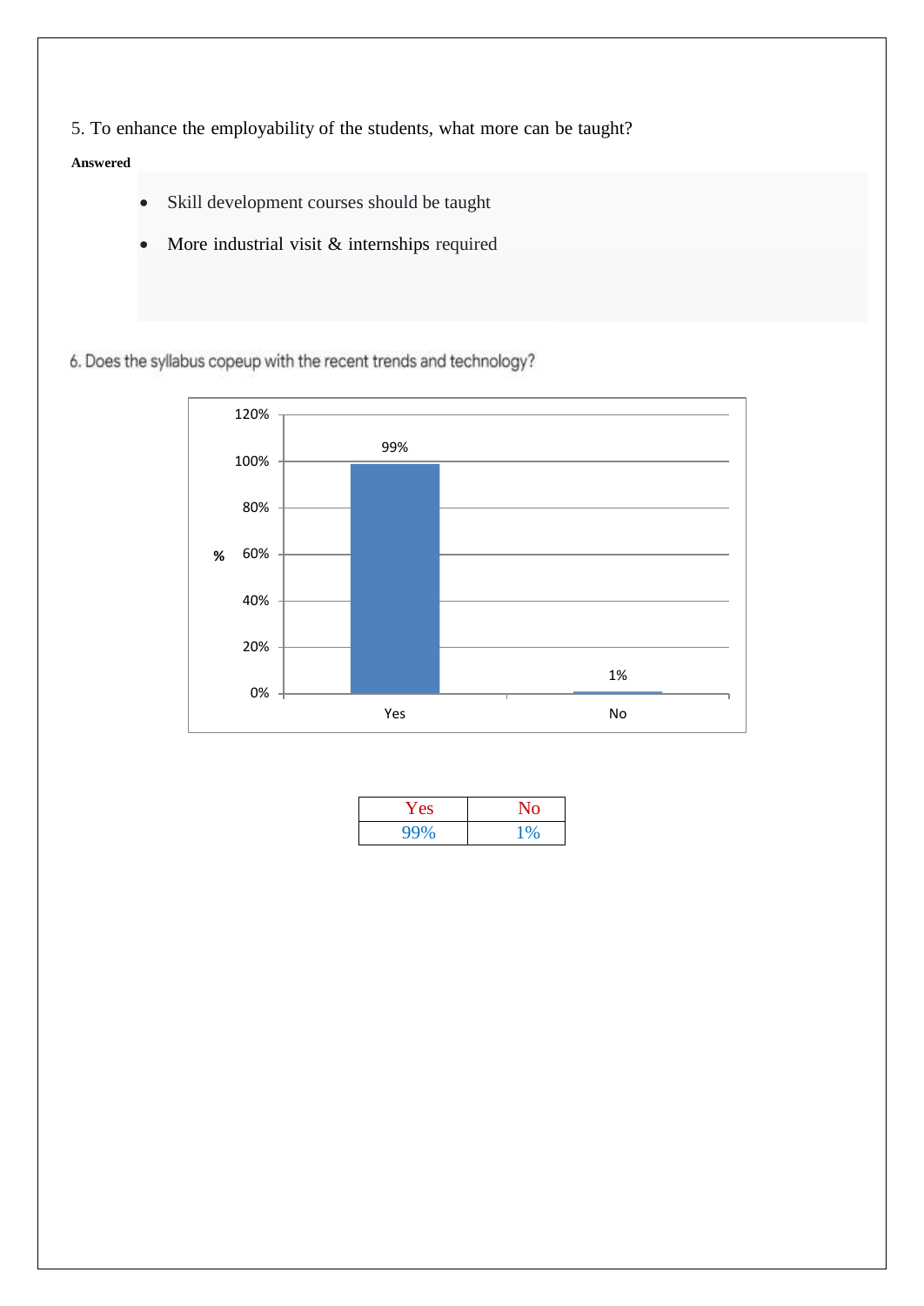5. To enhance the employability of the students, what more can be taught?

**Answered**

- Skill development courses should be taught
- More industrial visit & internships required

6. Does the syllabus copeup with the recent trends and technology?

| Yes | No |
|---|---|
| 99% | 1% |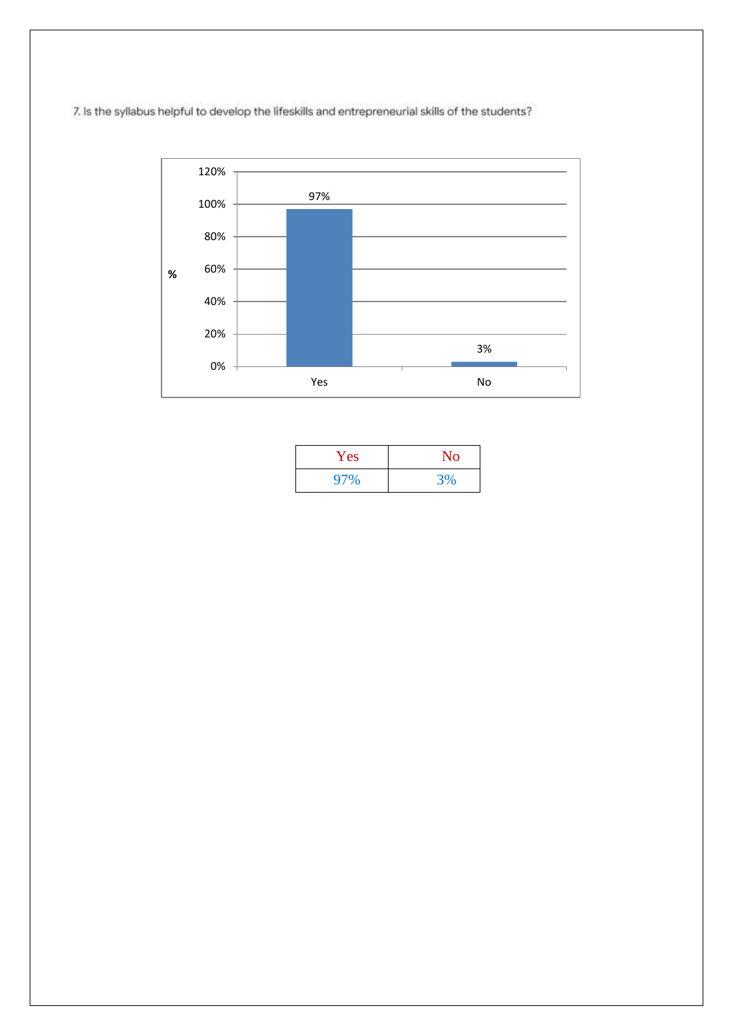7. Is the syllabus helpful to develop the lifeskills and entrepreneurial skills of the students?

| Yes | No |
|---|---|
| 97% | 3% |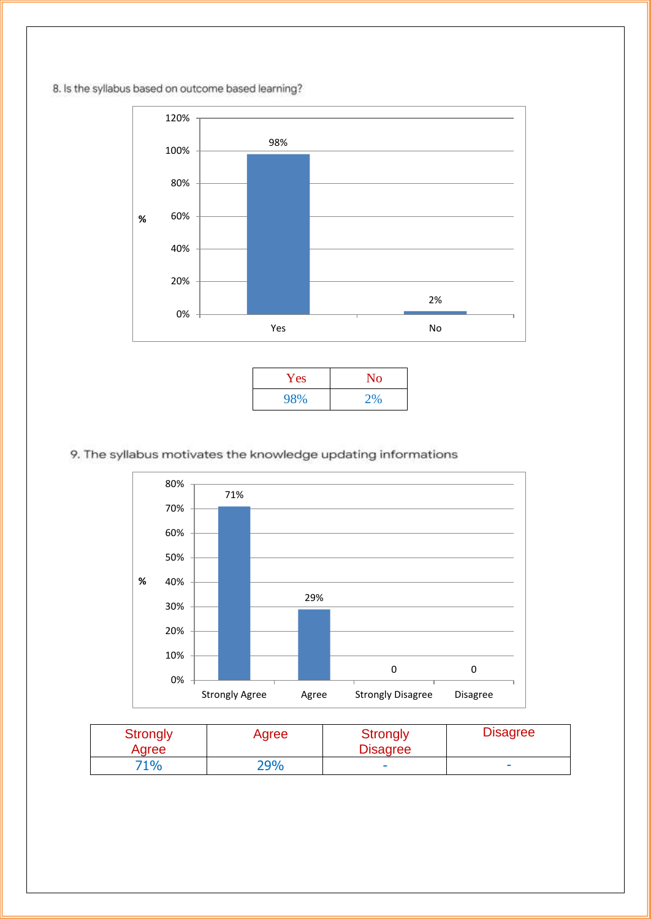8. Is the syllabus based on outcome based learning?

| Yes | No |
|---|---|
| 98% | 2% |

9. The syllabus motivates the knowledge updating informations

| Strongly Agree | Agree | Strongly Disagree | Disagree |
|---|---|---|---|
| 71% | 29% | - | - |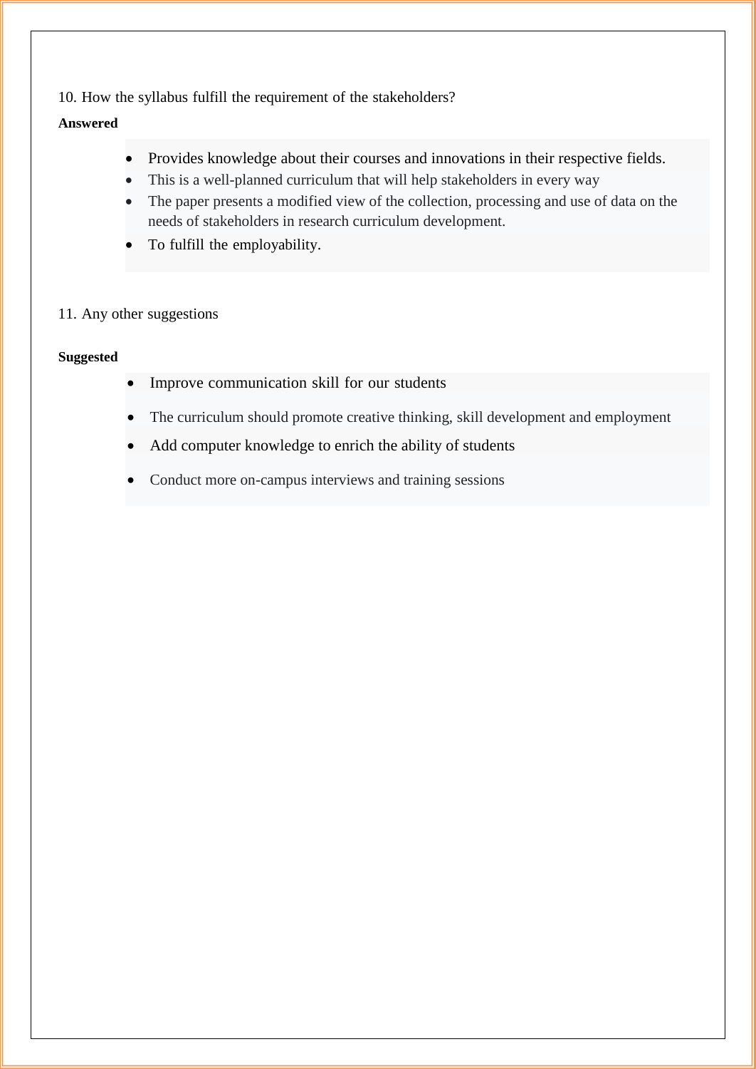10. How the syllabus fulfill the requirement of the stakeholders?

**Answered**

- Provides knowledge about their courses and innovations in their respective fields.
- This is a well-planned curriculum that will help stakeholders in every way
- The paper presents a modified view of the collection, processing and use of data on the needs of stakeholders in research curriculum development.
- To fulfill the employability.

11. Any other suggestions

**Suggested**

- Improve communication skill for our students
- The curriculum should promote creative thinking, skill development and employment
- Add computer knowledge to enrich the ability of students
- Conduct more on-campus interviews and training sessions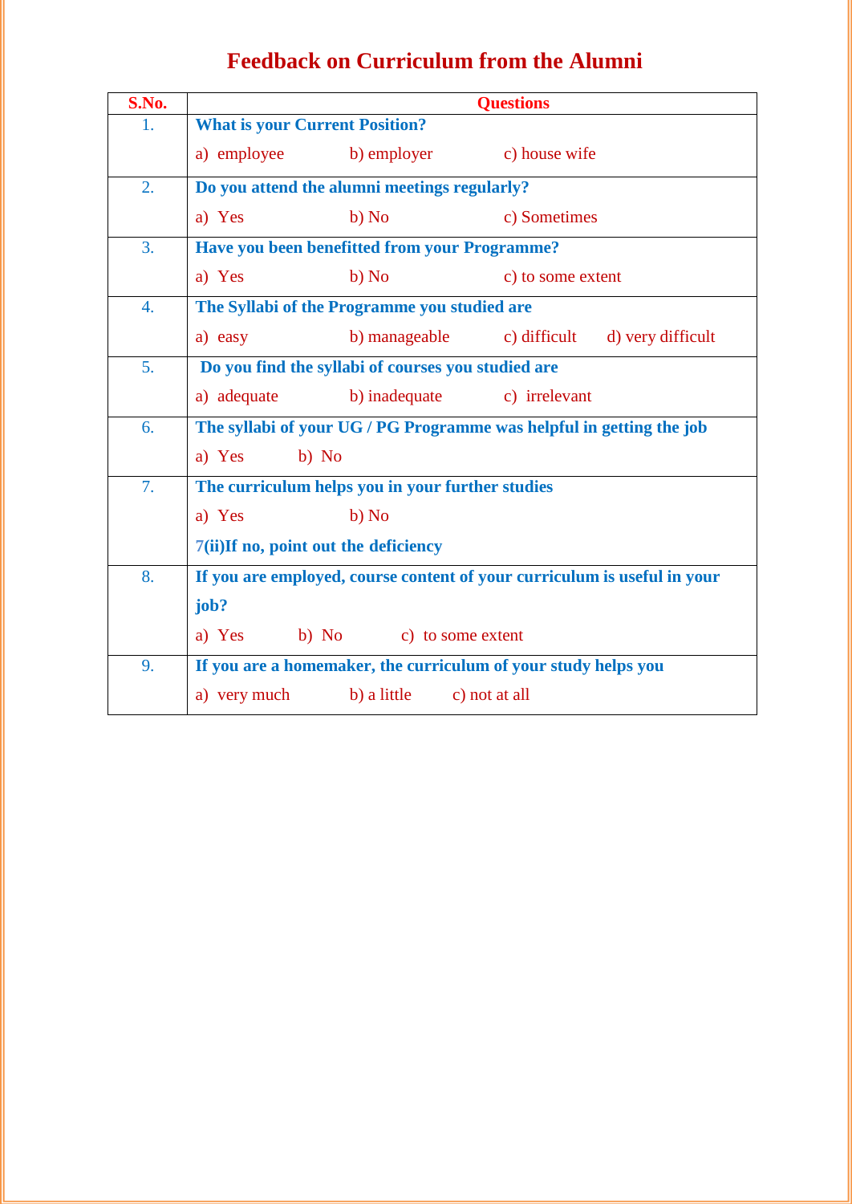# Feedback on Curriculum from the Alumni

| S.No. | Questions |
|---|---|
| 1. | **What is your Current Position?**<br>a) employee b) employer c) house wife |
| 2. | **Do you attend the alumni meetings regularly?**<br>a) Yes b) No c) Sometimes |
| 3. | **Have you been benefitted from your Programme?**<br>a) Yes b) No c) to some extent |
| 4. | **The Syllabi of the Programme you studied are**<br>a) easy b) manageable c) difficult d) very difficult |
| 5. | **Do you find the syllabi of courses you studied are**<br>a) adequate b) inadequate c) irrelevant |
| 6. | **The syllabi of your UG / PG Programme was helpful in getting the job**<br>a) Yes b) No |
| 7. | **The curriculum helps you in your further studies**<br>a) Yes b) No<br>**7(ii)If no, point out the deficiency** |
| 8. | **If you are employed, course content of your curriculum is useful in your job?**<br>a) Yes b) No c) to some extent |
| 9. | **If you are a homemaker, the curriculum of your study helps you**<br>a) very much b) a little c) not at all |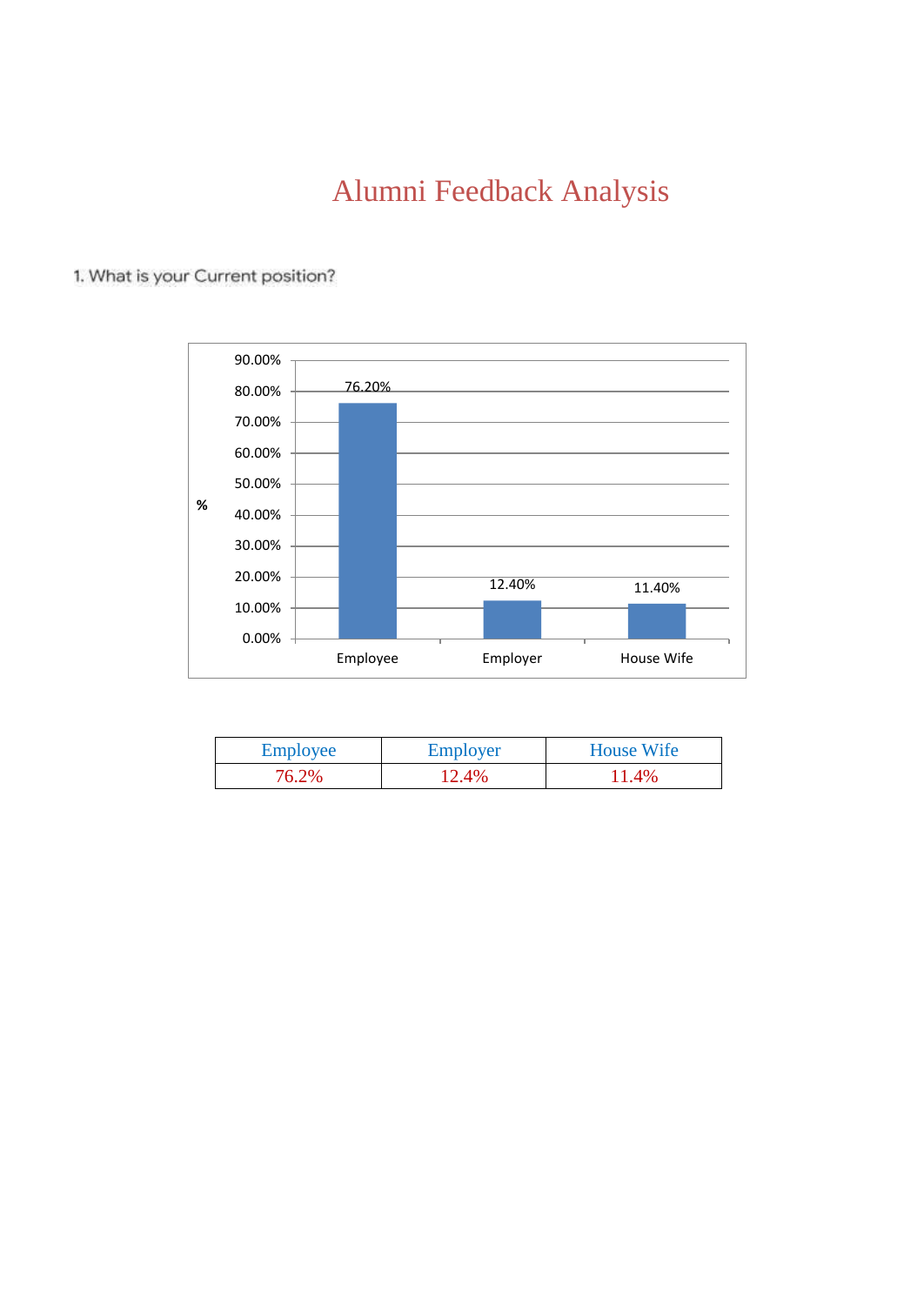# Alumni Feedback Analysis

1. What is your Current position?

| Employee | Employer | House Wife |
|---|---|---|
| 76.2% | 12.4% | 11.4% |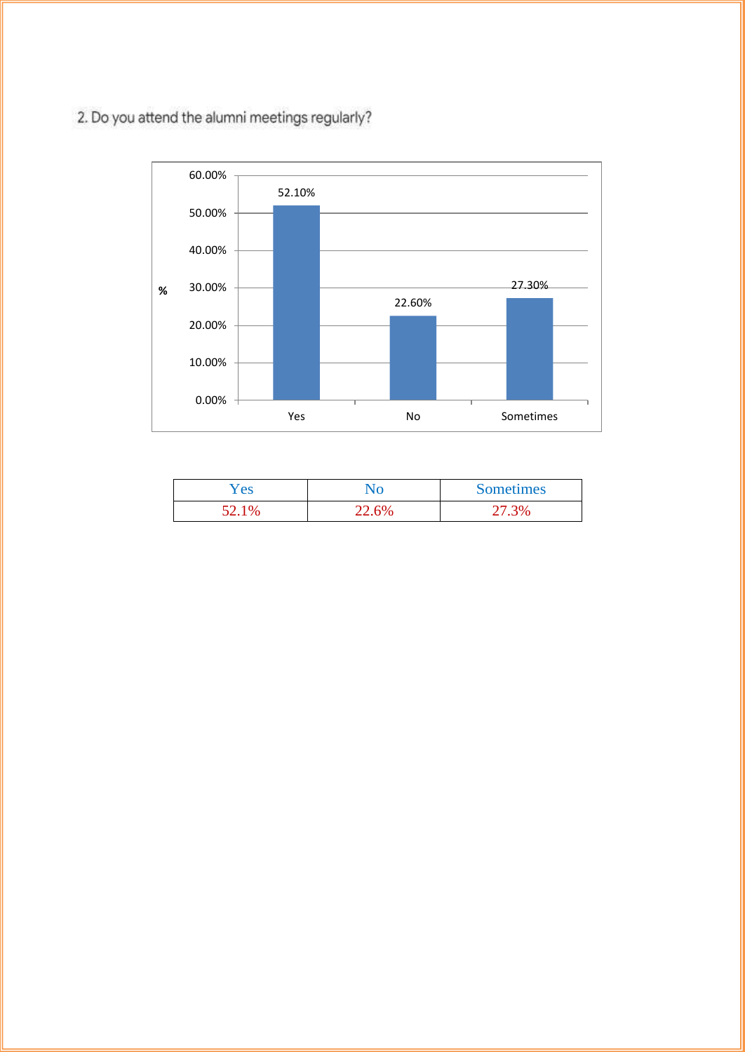2. Do you attend the alumni meetings regularly?

| Yes | No | Sometimes |
|---|---|---|
| 52.1% | 22.6% | 27.3% |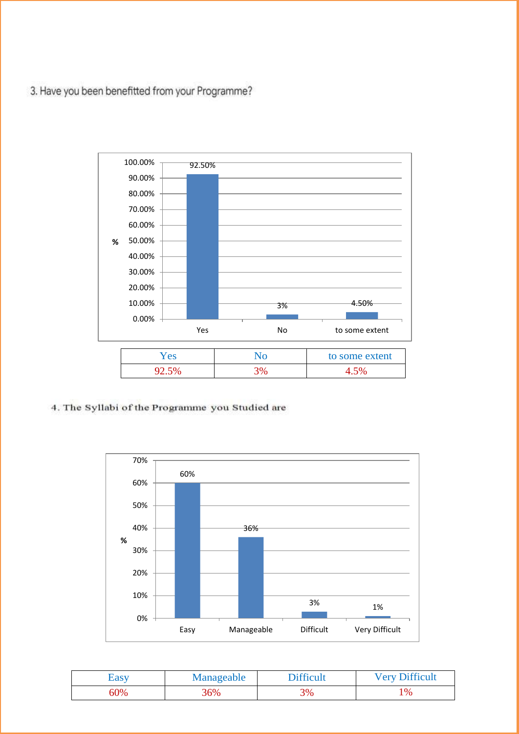3. Have you been benefitted from your Programme?

| Yes | No | to some extent |
|---|---|---|
| 92.5% | 3% | 4.5% |

4. The Syllabi of the Programme you Studied are

| Easy | Manageable | Difficult | Very Difficult |
|---|---|---|---|
| 60% | 36% | 3% | 1% |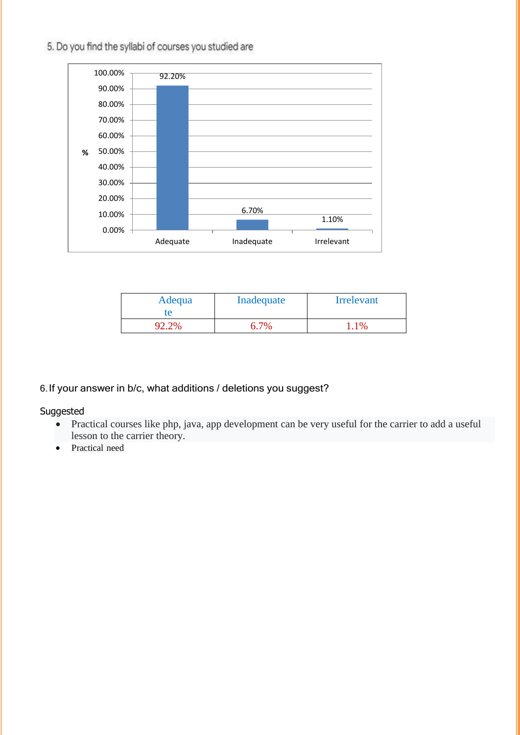5. Do you find the syllabi of courses you studied are

| Adequate | Inadequate | Irrelevant |
|---|---|---|
| 92.2% | 6.7% | 1.1% |

6. If your answer in b/c, what additions / deletions you suggest?

Suggested

- Practical courses like php, java, app development can be very useful for the carrier to add a useful lesson to the carrier theory.
- Practical need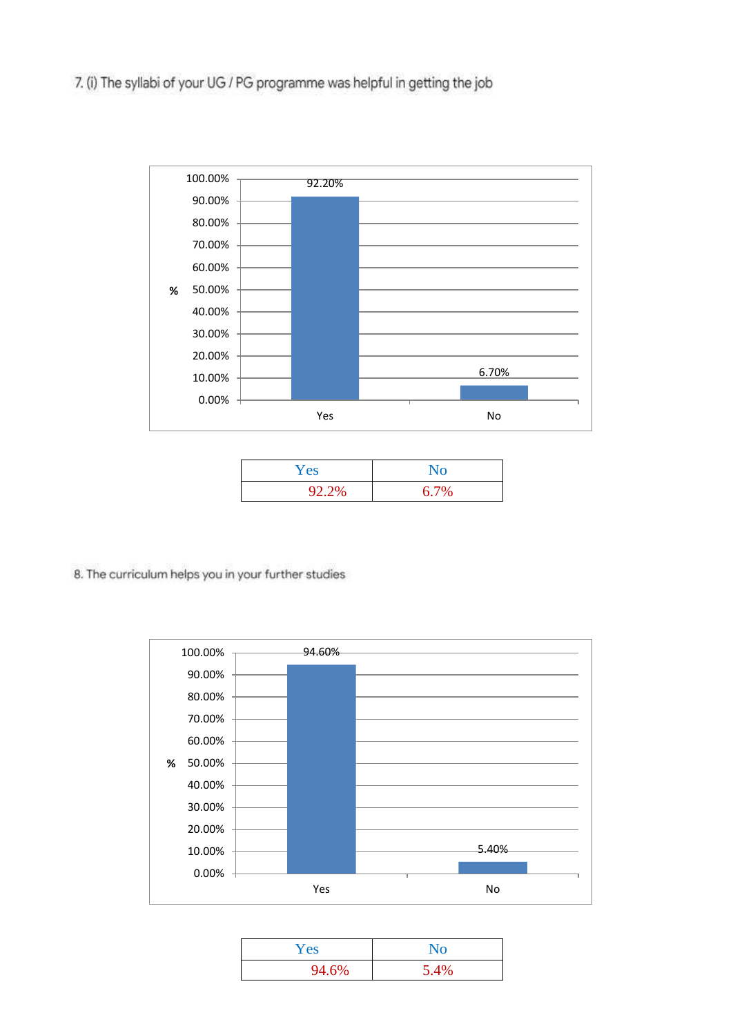7. (i) The syllabi of your UG / PG programme was helpful in getting the job

| Yes | No |
|---|---|
| 92.2% | 6.7% |

8. The curriculum helps you in your further studies

| Yes | No |
|---|---|
| 94.6% | 5.4% |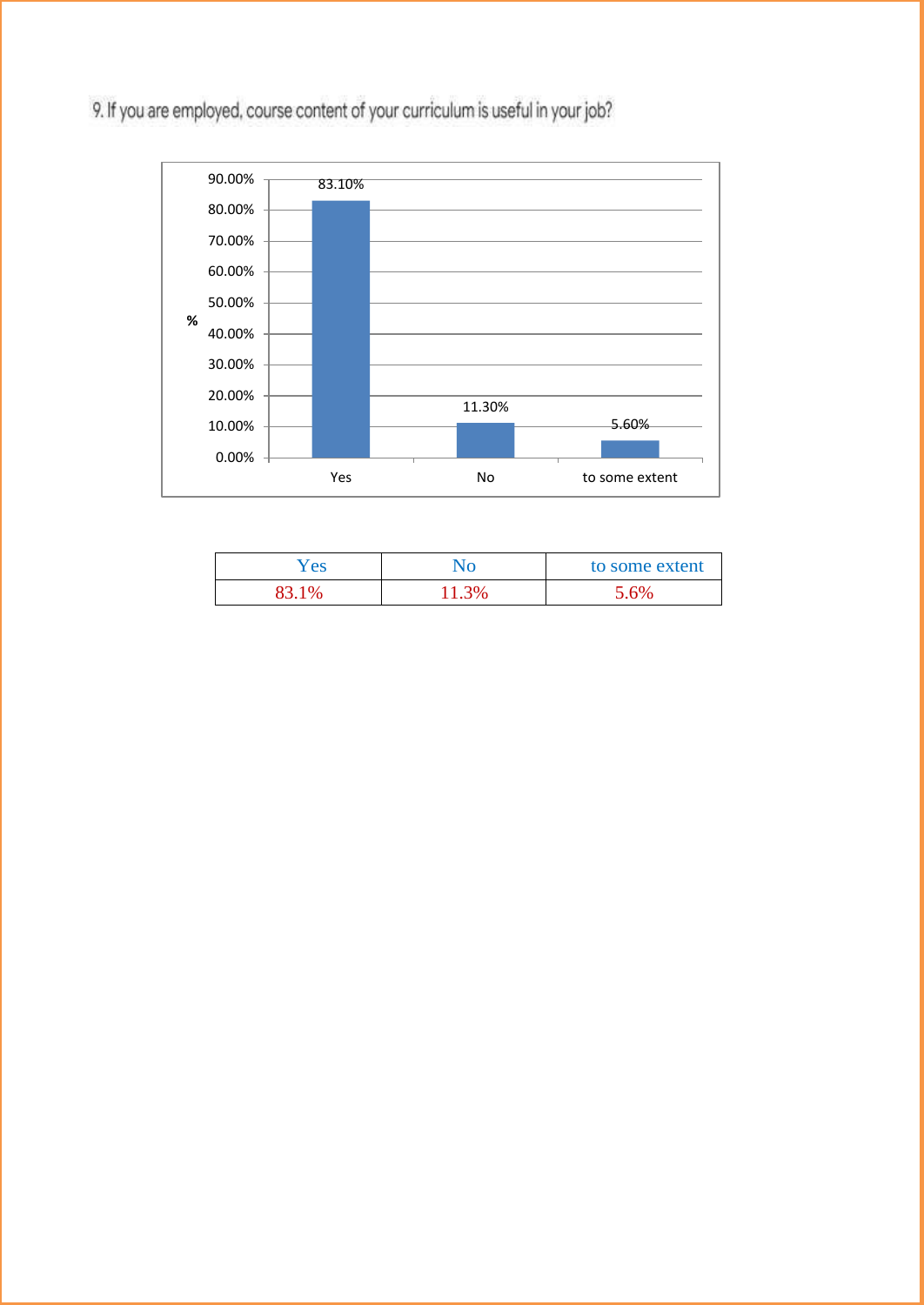9. If you are employed, course content of your curriculum is useful in your job?

| Yes | No | to some extent |
|---|---|---|
| 83.1% | 11.3% | 5.6% |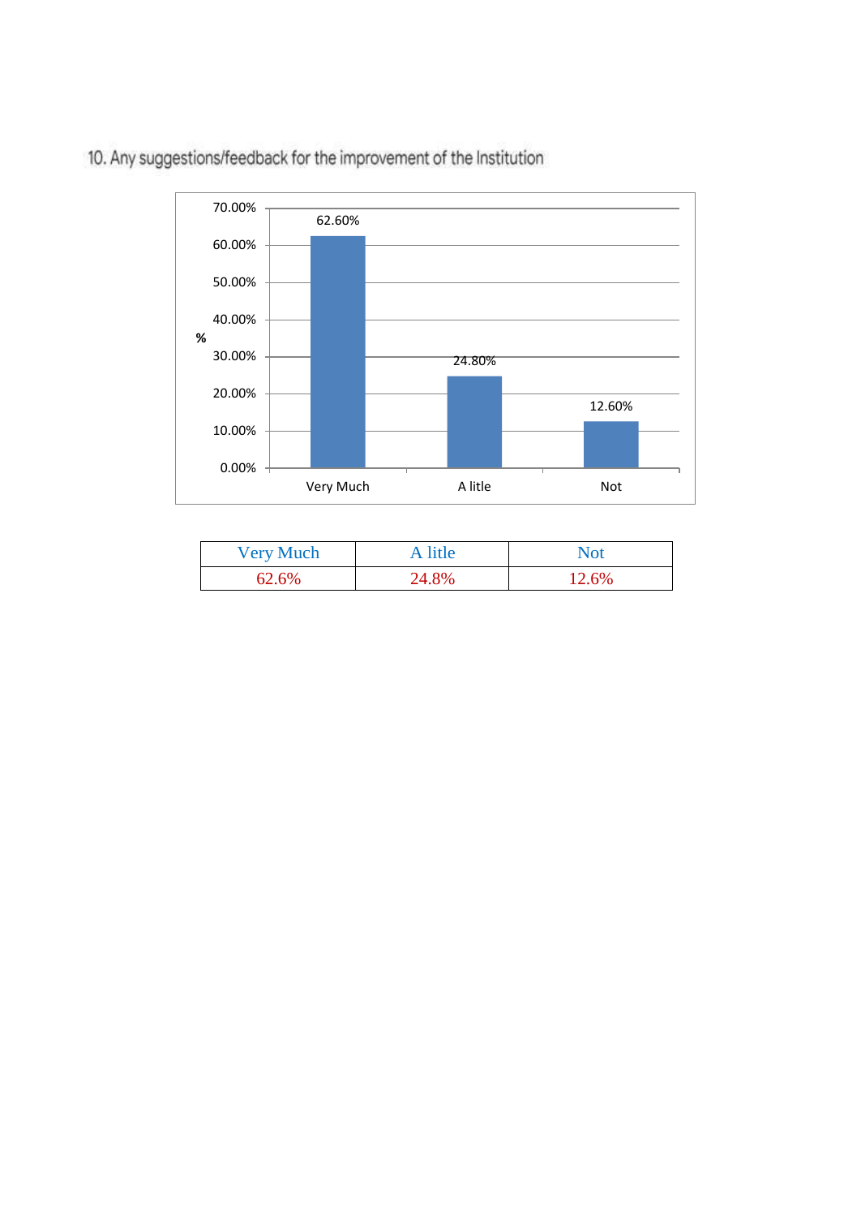10. Any suggestions/feedback for the improvement of the Institution

| Very Much | A litle | Not |
|---|---|---|
| 62.6% | 24.8% | 12.6% |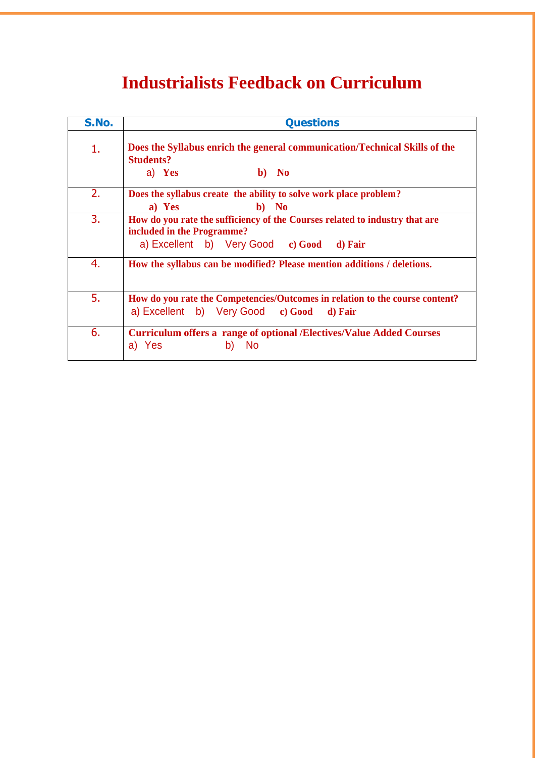# Industrialists Feedback on Curriculum

| S.No. | Questions |
|---|---|
| 1. | **Does the Syllabus enrich the general communication/Technical Skills of the Students?** <br> a) **Yes** **b) No** |
| 2. | **Does the syllabus create the ability to solve work place problem?** <br> **a) Yes** **b) No** |
| 3. | **How do you rate the sufficiency of the Courses related to industry that are included in the Programme?** <br> a) Excellent b) Very Good **c) Good** **d) Fair** |
| 4. | **How the syllabus can be modified? Please mention additions / deletions.** |
| 5. | **How do you rate the Competencies/Outcomes in relation to the course content?** <br> a) Excellent b) Very Good **c) Good** **d) Fair** |
| 6. | **Curriculum offers a range of optional /Electives/Value Added Courses** <br> a) Yes b) No |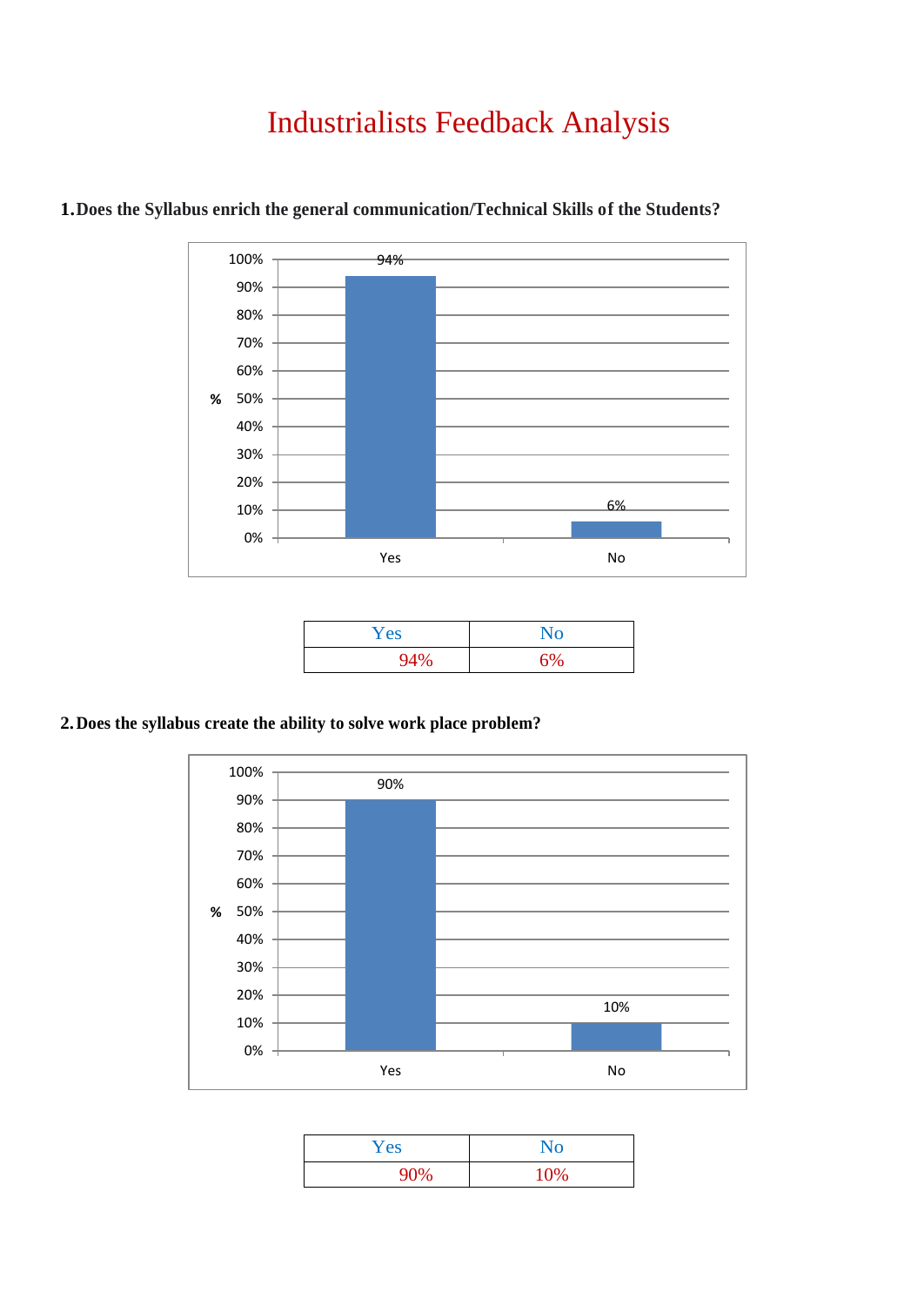# Industrialists Feedback Analysis

**1. Does the Syllabus enrich the general communication/Technical Skills of the Students?**

| Yes | No |
|---|---|
| 94% | 6% |

**2. Does the syllabus create the ability to solve work place problem?**

| Yes | No |
|---|---|
| 90% | 10% |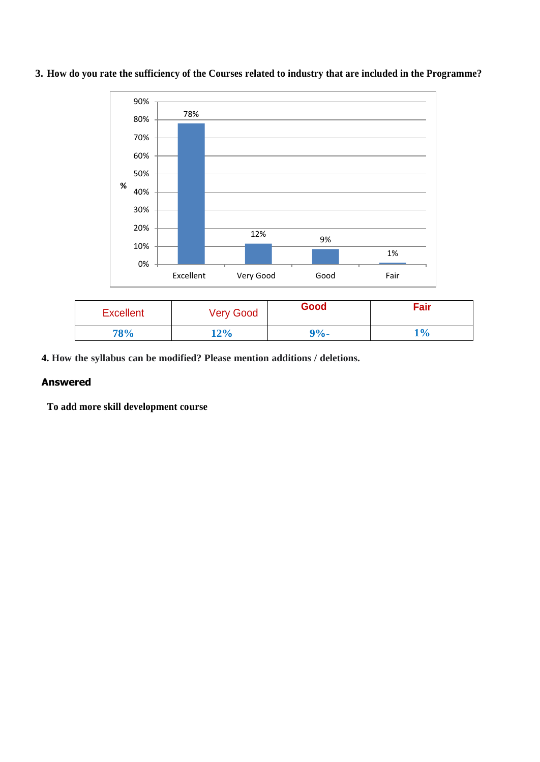3. How do you rate the sufficiency of the Courses related to industry that are included in the Programme?

| Excellent | Very Good | Good | Fair |
|---|---|---|---|
| 78% | 12% | 9%- | 1% |

**4. How the syllabus can be modified? Please mention additions / deletions.**

**Answered**

**To add more skill development course**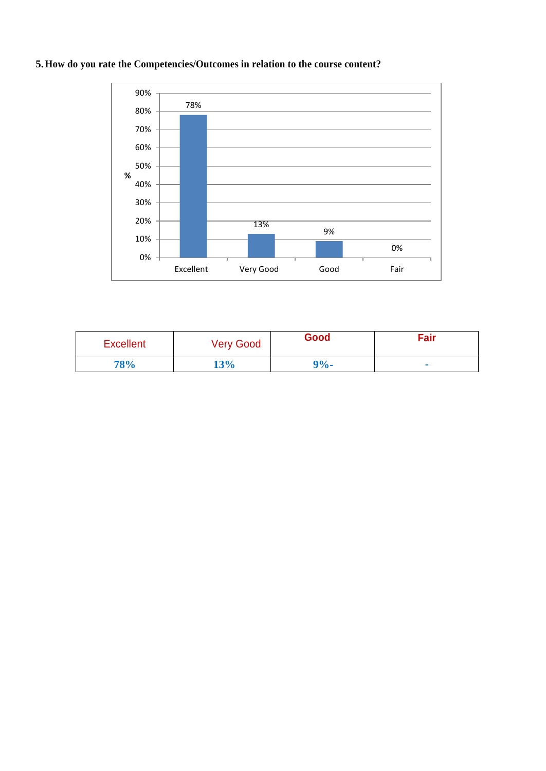5. **How do you rate the Competencies/Outcomes in relation to the course content?**

| Excellent | Very Good | Good | Fair |
|---|---|---|---|
| 78% | 13% | 9%- | - |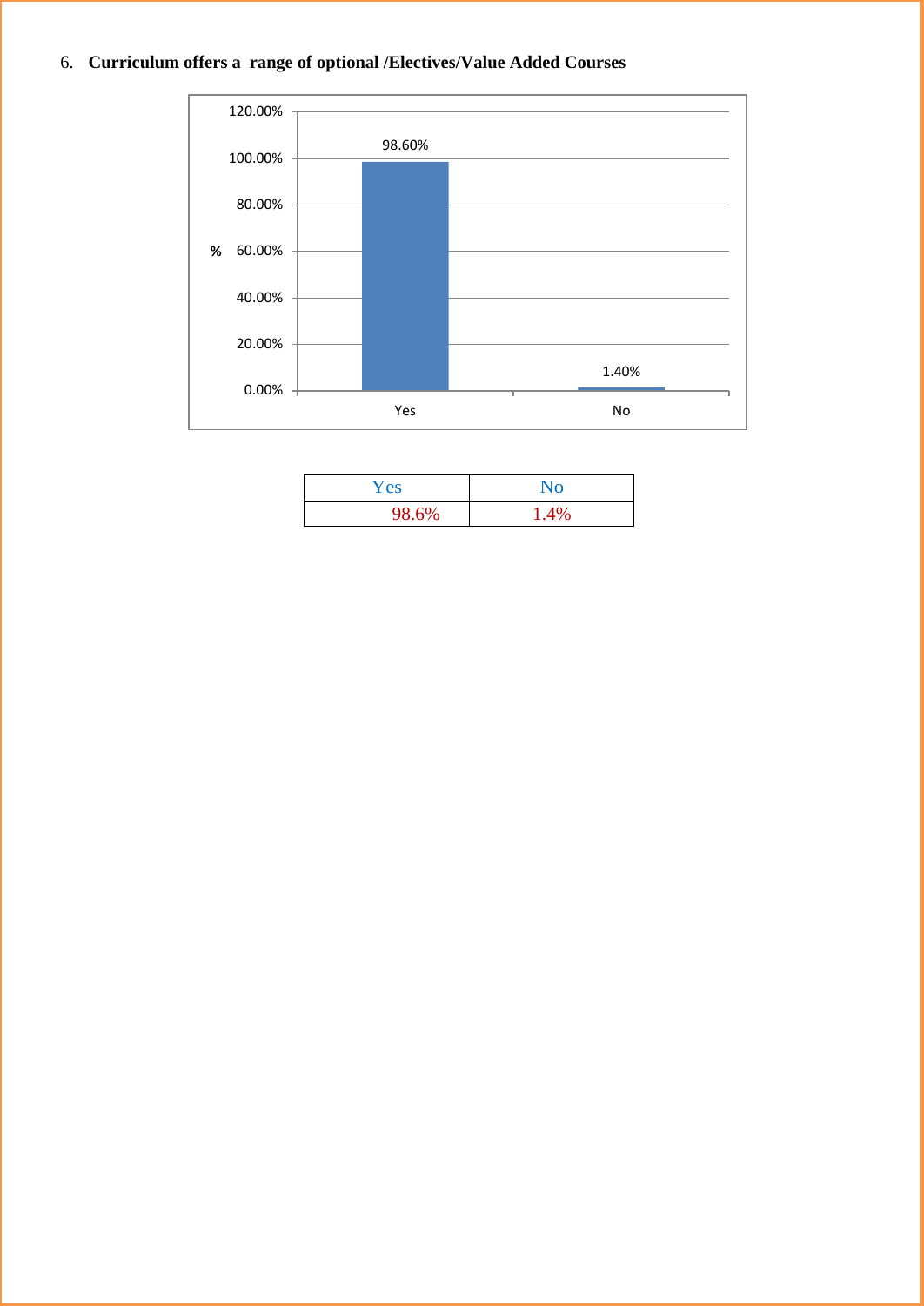6. **Curriculum offers a range of optional /Electives/Value Added Courses**

120.00%
100.00%
80.00%
60.00%
40.00%
20.00%
0.00%
%
98.60%
1.40%
Yes
No

| Yes | No |
|---|---|
| 98.6% | 1.4% |